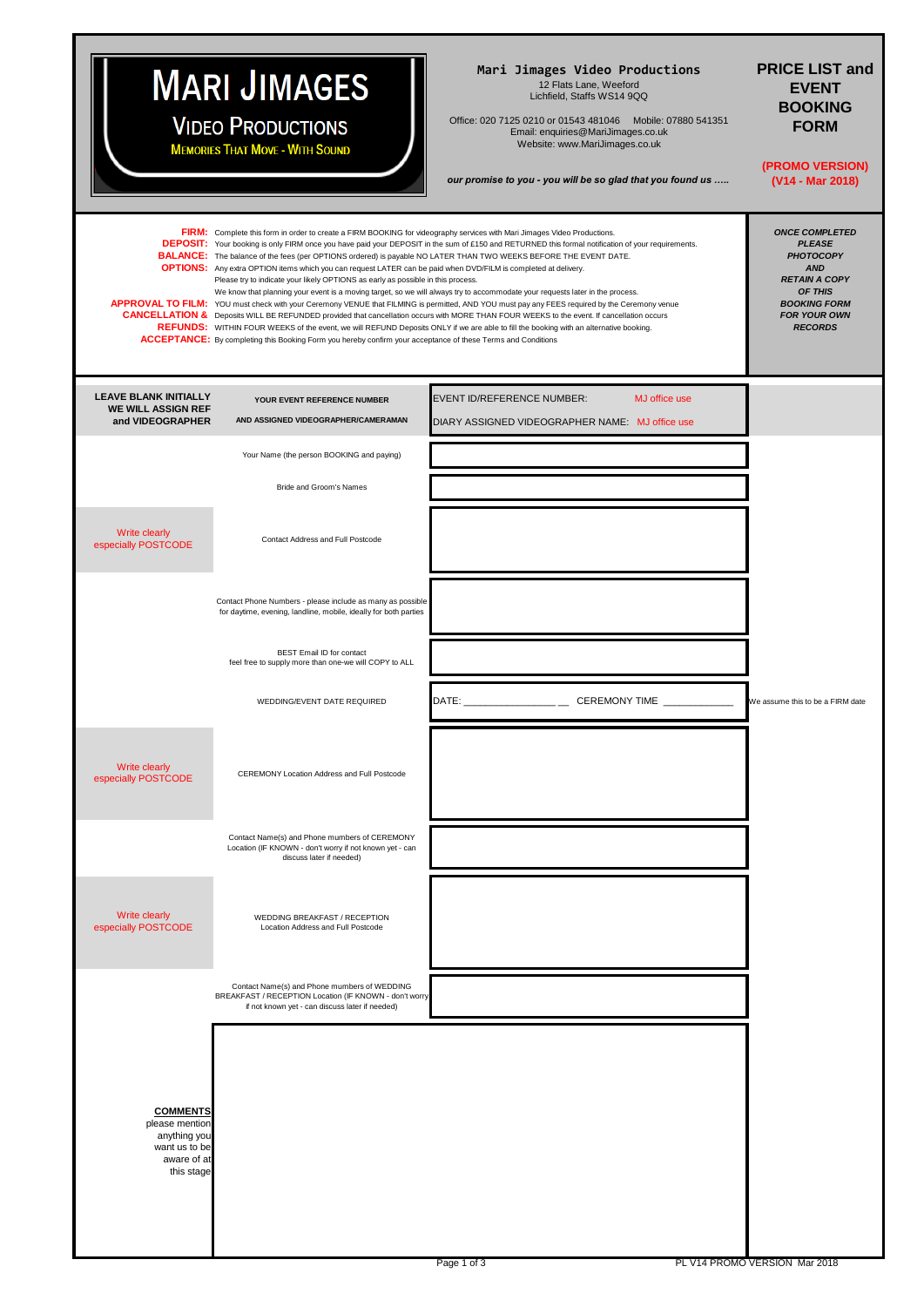# MARI JIMAGES

## VIDEO PRODUCTIONS

MEMORIES THAT MOVE - WITH SOUND

**Mari Jimages Video Productions**
12 Flats Lane, Weeford
Lichfield, Staffs WS14 9QQ

Office: 020 7125 0210 or 01543 481046 Mobile: 07880 541351
Email: enquiries@MariJimages.co.uk
Website: www.MariJimages.co.uk

***our promise to you - you will be so glad that you found us .....***

## PRICE LIST and EVENT BOOKING FORM

**(PROMO VERSION)**
**(V14 - Mar 2018)**

**FIRM:** Complete this form in order to create a FIRM BOOKING for videography services with Mari Jimages Video Productions.
**DEPOSIT:** Your booking is only FIRM once you have paid your DEPOSIT in the sum of £150 and RETURNED this formal notification of your requirements.
**BALANCE:** The balance of the fees (per OPTIONS ordered) is payable NO LATER THAN TWO WEEKS BEFORE THE EVENT DATE.
**OPTIONS:** Any extra OPTION items which you can request LATER can be paid when DVD/FILM is completed at delivery.
Please try to indicate your likely OPTIONS as early as possible in this process.
We know that planning your event is a moving target, so we will always try to accommodate your requests later in the process.
**APPROVAL TO FILM:** YOU must check with your Ceremony VENUE that FILMING is permitted, AND YOU must pay any FEES required by the Ceremony venue
**CANCELLATION & REFUNDS:** Deposits WILL BE REFUNDED provided that cancellation occurs with MORE THAN FOUR WEEKS to the event. If cancellation occurs WITHIN FOUR WEEKS of the event, we will REFUND Deposits ONLY if we are able to fill the booking with an alternative booking.
**ACCEPTANCE:** By completing this Booking Form you hereby confirm your acceptance of these Terms and Conditions

***ONCE COMPLETED PLEASE PHOTOCOPY AND RETAIN A COPY OF THIS BOOKING FORM FOR YOUR OWN RECORDS***

| | | | |
|---|---|---|---|
| **LEAVE BLANK INITIALLY WE WILL ASSIGN REF and VIDEOGRAPHER** | **YOUR EVENT REFERENCE NUMBER AND ASSIGNED VIDEOGRAPHER/CAMERAMAN** | EVENT ID/REFERENCE NUMBER: MJ office use<br>DIARY ASSIGNED VIDEOGRAPHER NAME: MJ office use | |
| | Your Name (the person BOOKING and paying) | | |
| | Bride and Groom's Names | | |
| Write clearly especially POSTCODE | Contact Address and Full Postcode | | |
| | Contact Phone Numbers - please include as many as possible for daytime, evening, landline, mobile, ideally for both parties | | |
| | BEST Email ID for contact feel free to supply more than one-we will COPY to ALL | | |
| | WEDDING/EVENT DATE REQUIRED | DATE: _______________ __ CEREMONY TIME ___________ | We assume this to be a FIRM date |
| Write clearly especially POSTCODE | CEREMONY Location Address and Full Postcode | | |
| | Contact Name(s) and Phone numbers of CEREMONY Location (IF KNOWN - don't worry if not known yet - can discuss later if needed) | | |
| Write clearly especially POSTCODE | WEDDING BREAKFAST / RECEPTION Location Address and Full Postcode | | |
| | Contact Name(s) and Phone numbers of WEDDING BREAKFAST / RECEPTION Location (IF KNOWN - don't worry if not known yet - can discuss later if needed) | | |
| **COMMENTS** please mention anything you want us to be aware of at this stage | | | |

PL V14 PROMO VERSION Mar 2018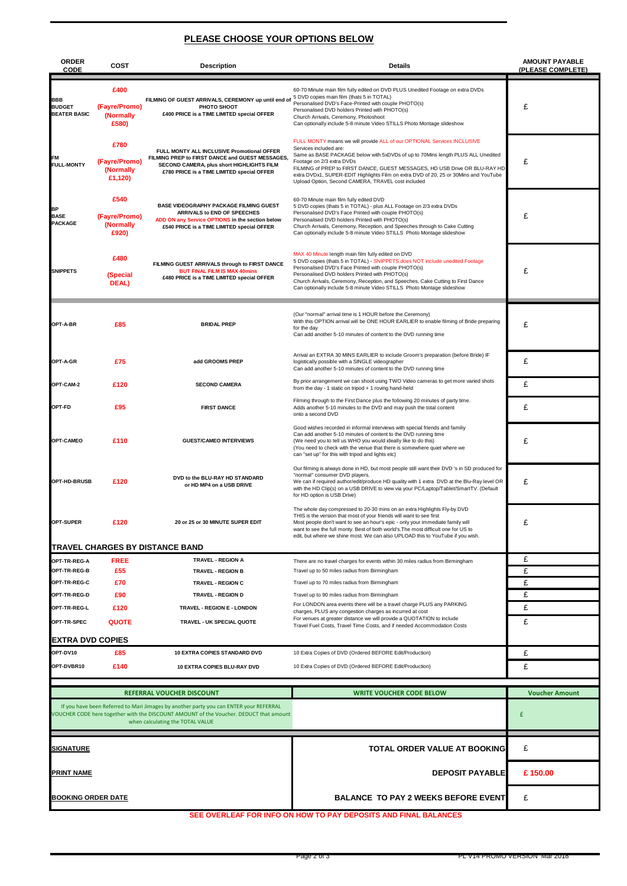## PLEASE CHOOSE YOUR OPTIONS BELOW

| ORDER CODE | COST | Description | Details | AMOUNT PAYABLE (PLEASE COMPLETE) |
|---|---|---|---|---|
| BBB BUDGET BEATER BASIC | £400 (Fayre/Promo) (Normally £580) | FILMING OF GUEST ARRIVALS, CEREMONY up until end of PHOTO SHOOT £400 PRICE is a TIME LIMITED special OFFER | 60-70 Minute main film fully edited on DVD PLUS Unedited Footage on extra DVDs 5 DVD copies main film (thats 5 in TOTAL) Personalised DVD's Face-Printed with couple PHOTO(s) Personalised DVD holders Printed with PHOTO(s) Church Arrivals, Ceremony, Photoshoot Can optionally include 5-8 minute Video STILLS Photo Montage slideshow | £ |
| FM FULL-MONTY | £780 (Fayre/Promo) (Normally £1,120) | FULL MONTY ALL INCLUSIVE Promotional OFFER FILMING PREP to FIRST DANCE and GUEST MESSAGES, SECOND CAMERA, plus short HIGHLIGHTS FILM £780 PRICE is a TIME LIMITED special OFFER | FULL MONTY means we will provide ALL of our OPTIONAL Services INCLUSIVE Services included are: Same as BASE PACKAGE below with 5xDVDs of up to 70Mins length PLUS ALL Unedited Footage on 2/3 extra DVDs FILMING of PREP to FIRST DANCE, GUEST MESSAGES, HD USB Drive OR BLU-RAY HD extra DVDx1, SUPER-EDIT Highlights Film on extra DVD of 20, 25 or 30Mins and YouTube Upload Option, Second CAMERA, TRAVEL cost included | £ |
| BP BASE PACKAGE | £540 (Fayre/Promo) (Normally £920) | BASE VIDEOGRAPHY PACKAGE FILMING GUEST ARRIVALS to END OF SPEECHES ADD ON any Service OPTIONS in the section below £540 PRICE is a TIME LIMITED special OFFER | 60-70 Minute main film fully edited DVD 5 DVD copies (thats 5 in TOTAL) - plus ALL Footage on 2/3 extra DVDs Personalised DVD's Face Printed with couple PHOTO(s) Personalised DVD holders Printed with PHOTO(s) Church Arrivals, Ceremony, Reception, and Speeches through to Cake Cutting Can optionally include 5-8 minute Video STILLS Photo Montage slideshow | £ |
| SNIPPETS | £480 (Special DEAL) | FILMING GUEST ARRIVALS through to FIRST DANCE BUT FINAL FILM IS MAX 40mins £480 PRICE is a TIME LIMITED special OFFER | MAX 40 Minute length main film fully edited on DVD 5 DVD copies (thats 5 in TOTAL) - SNIPPETS does NOT include unedited Footage Personalised DVD's Face Printed with couple PHOTO(s) Personalised DVD holders Printed with PHOTO(s) Church Arrivals, Ceremony, Reception, and Speeches, Cake Cutting to First Dance Can optionally include 5-8 minute Video STILLS Photo Montage slideshow | £ |
| OPT-A-BR | £85 | BRIDAL PREP | (Our "normal" arrival time is 1 HOUR before the Ceremony) With this OPTION arrival will be ONE HOUR EARLIER to enable filming of Bride preparing for the day Can add another 5-10 minutes of content to the DVD running time | £ |
| OPT-A-GR | £75 | add GROOMS PREP | Arrival an EXTRA 30 MINS EARLIER to include Groom's preparation (before Bride) IF logistically possible with a SINGLE videographer Can add another 5-10 minutes of content to the DVD running time | £ |
| OPT-CAM-2 | £120 | SECOND CAMERA | By prior arrangement we can shoot using TWO Video cameras to get more varied shots from the day - 1 static on tripod + 1 roving hand-held | £ |
| OPT-FD | £95 | FIRST DANCE | Filming through to the First Dance plus the following 20 minutes of party time. Adds another 5-10 minutes to the DVD and may push the total content onto a second DVD | £ |
| OPT-CAMEO | £110 | GUEST/CAMEO INTERVIEWS | Good wishes recorded in informal interviews with special friends and familiy Can add another 5-10 minutes of content to the DVD running time (We need you to tell us WHO you would ideally like to do this) (You need to check with the venue that there is somewhere quiet where we can "set up" for this with tripod and lights etc) | £ |
| OPT-HD-BRUSB | £120 | DVD to the BLU-RAY HD STANDARD or HD MP4 on a USB DRIVE | Our filming is always done in HD, but most people still want their DVD 's in SD produced for "normal" consumer DVD players. We can if required author/edit/produce HD quality with 1 extra DVD at the Blu-Ray level OR with the HD Clip(s) on a USB DRIVE to view via your PC/Laptop/Tablet/SmartTV. (Default for HD option is USB Drive) | £ |
| OPT-SUPER | £120 | 20 or 25 or 30 MINUTE SUPER EDIT | The whole day compressed to 20-30 mins on an extra Highlights Fly-by DVD THIS is the version that most of your friends will want to see first Most people don't want to see an hour's epic - only your immediate family will want to see the full monty. Best of both world's.The most difficult one for US to edit, but where we shine most. We can also UPLOAD this to YouTube if you wish. | £ |
| **TRAVEL CHARGES BY DISTANCE BAND** | | | | |
| OPT-TR-REG-A | FREE | TRAVEL - REGION A | There are no travel charges for events within 30 miles radius from Birmingham | £ |
| OPT-TR-REG-B | £55 | TRAVEL - REGION B | Travel up to 50 miles radius from Birmingham | £ |
| OPT-TR-REG-C | £70 | TRAVEL - REGION C | Travel up to 70 miles radius from Birmingham | £ |
| OPT-TR-REG-D | £90 | TRAVEL - REGION D | Travel up to 90 miles radius from Birmingham | £ |
| OPT-TR-REG-L | £120 | TRAVEL - REGION E - LONDON | For LONDON area events there will be a travel charge PLUS any PARKING charges, PLUS any congestion charges as incurred at cost | £ |
| OPT-TR-SPEC | QUOTE | TRAVEL - UK SPECIAL QUOTE | For venues at greater distance we will provide a QUOTATION to include Travel Fuel Costs, Travel Time Costs, and if needed Accommodation Costs | £ |
| **EXTRA DVD COPIES** | | | | |
| OPT-DV10 | £85 | 10 EXTRA COPIES STANDARD DVD | 10 Extra Copies of DVD (Ordered BEFORE Edit/Production) | £ |
| OPT-DVBR10 | £140 | 10 EXTRA COPIES BLU-RAY DVD | 10 Extra Copies of DVD (Ordered BEFORE Edit/Production) | £ |

| REFERRAL VOUCHER DISCOUNT | WRITE VOUCHER CODE BELOW | Voucher Amount |
|---|---|---|
| If you have been Referred to Mari Jimages by another party you can ENTER your REFERRAL VOUCHER CODE here together with the DISCOUNT AMOUNT of the Voucher. DEDUCT that amount when calculating the TOTAL VALUE | | £ |

| | | |
|---|---|---|
| **SIGNATURE** | **TOTAL ORDER VALUE AT BOOKING** | £ |
| **PRINT NAME** | **DEPOSIT PAYABLE** | £ 150.00 |
| **BOOKING ORDER DATE** | **BALANCE TO PAY 2 WEEKS BEFORE EVENT** | £ |

**SEE OVERLEAF FOR INFO ON HOW TO PAY DEPOSITS AND FINAL BALANCES**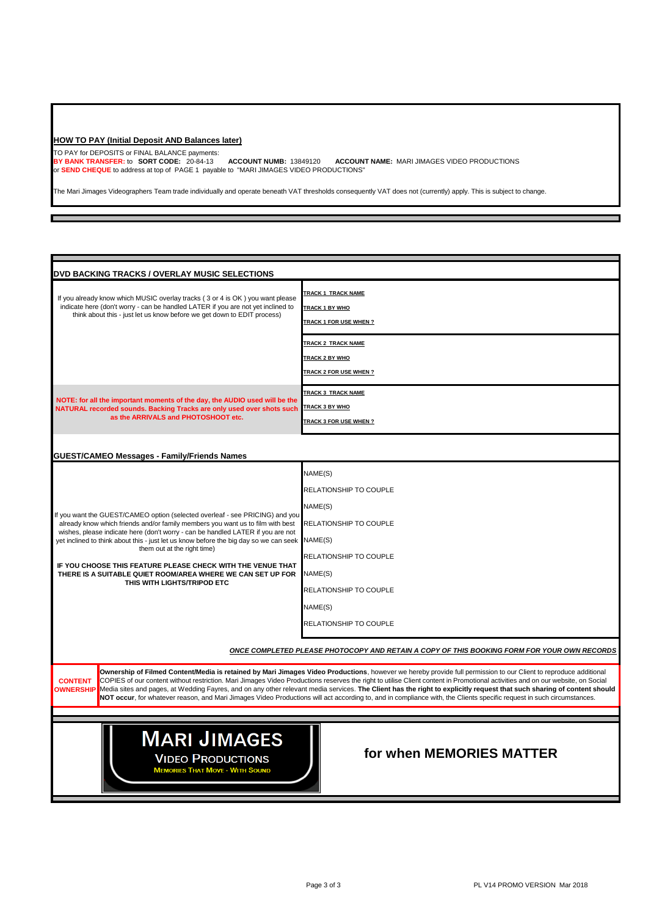**HOW TO PAY (Initial Deposit AND Balances later)**

TO PAY for DEPOSITS or FINAL BALANCE payments:
**BY BANK TRANSFER:** to **SORT CODE:** 20-84-13 **ACCOUNT NUMB:** 13849120 **ACCOUNT NAME:** MARI JIMAGES VIDEO PRODUCTIONS
or **SEND CHEQUE** to address at top of PAGE 1 payable to "MARI JIMAGES VIDEO PRODUCTIONS"

The Mari Jimages Videographers Team trade individually and operate beneath VAT thresholds consequently VAT does not (currently) apply. This is subject to change.

## DVD BACKING TRACKS / OVERLAY MUSIC SELECTIONS

If you already know which MUSIC overlay tracks ( 3 or 4 is OK ) you want please indicate here (don't worry - can be handled LATER if you are not yet inclined to think about this - just let us know before we get down to EDIT process)

**NOTE: for all the important moments of the day, the AUDIO used will be the NATURAL recorded sounds. Backing Tracks are only used over shots such as the ARRIVALS and PHOTOSHOOT etc.**

TRACK 1 TRACK NAME
TRACK 1 BY WHO
TRACK 1 FOR USE WHEN ?

TRACK 2 TRACK NAME
TRACK 2 BY WHO
TRACK 2 FOR USE WHEN ?

TRACK 3 TRACK NAME
TRACK 3 BY WHO
TRACK 3 FOR USE WHEN ?

## GUEST/CAMEO Messages - Family/Friends Names

If you want the GUEST/CAMEO option (selected overleaf - see PRICING) and you already know which friends and/or family members you want us to film with best wishes, please indicate here (don't worry - can be handled LATER if you are not yet inclined to think about this - just let us know before the big day so we can seek them out at the right time)

**IF YOU CHOOSE THIS FEATURE PLEASE CHECK WITH THE VENUE THAT THERE IS A SUITABLE QUIET ROOM/AREA WHERE WE CAN SET UP FOR THIS WITH LIGHTS/TRIPOD ETC**

NAME(S)
RELATIONSHIP TO COUPLE

NAME(S)
RELATIONSHIP TO COUPLE

NAME(S)
RELATIONSHIP TO COUPLE

NAME(S)
RELATIONSHIP TO COUPLE

NAME(S)
RELATIONSHIP TO COUPLE

***ONCE COMPLETED PLEASE PHOTOCOPY AND RETAIN A COPY OF THIS BOOKING FORM FOR YOUR OWN RECORDS***

**CONTENT OWNERSHIP**

**Ownership of Filmed Content/Media is retained by Mari Jimages Video Productions**, however we hereby provide full permission to our Client to reproduce additional COPIES of our content without restriction. Mari Jimages Video Productions reserves the right to utilise Client content in Promotional activities and on our website, on Social Media sites and pages, at Wedding Fayres, and on any other relevant media services. **The Client has the right to explicitly request that such sharing of content should NOT occur**, for whatever reason, and Mari Jimages Video Productions will act according to, and in compliance with, the Clients specific request in such circumstances.

**MARI JIMAGES**
**VIDEO PRODUCTIONS**
MEMORIES THAT MOVE - WITH SOUND

**for when MEMORIES MATTER**

PL V14 PROMO VERSION Mar 2018